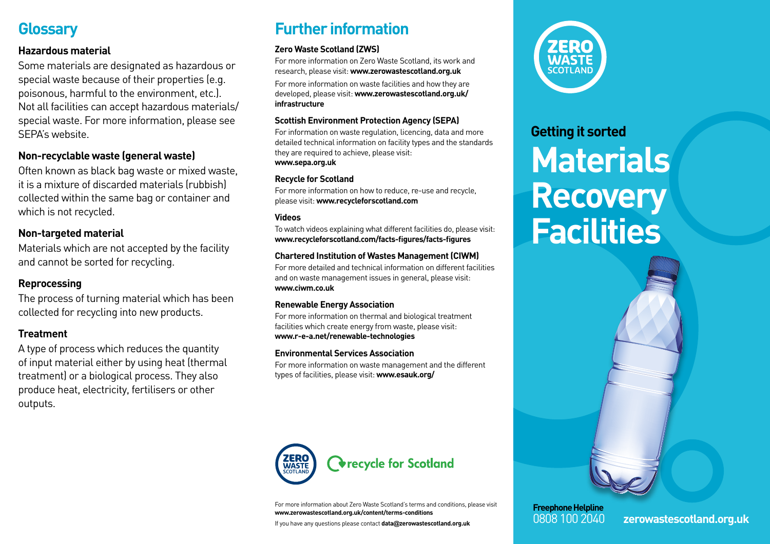## Glossary

**Hazardous material**

Some materials are designated as hazardous or special waste because of their properties (e.g. poisonous, harmful to the environment, etc.). Not all facilities can accept hazardous materials/ special waste. For more information, please see SEPA's website.

**Non-recyclable waste (general waste)**

Often known as black bag waste or mixed waste, it is a mixture of discarded materials (rubbish) collected within the same bag or container and which is not recycled.

**Non-targeted material**

Materials which are not accepted by the facility and cannot be sorted for recycling.

**Reprocessing**

The process of turning material which has been collected for recycling into new products.

**Treatment**

A type of process which reduces the quantity of input material either by using heat (thermal treatment) or a biological process. They also produce heat, electricity, fertilisers or other outputs.

## Further information

**Zero Waste Scotland (ZWS)**

For more information on Zero Waste Scotland, its work and research, please visit: **www.zerowastescotland.org.uk**

For more information on waste facilities and how they are developed, please visit: **www.zerowastescotland.org.uk/infrastructure**

**Scottish Environment Protection Agency (SEPA)**

For information on waste regulation, licencing, data and more detailed technical information on facility types and the standards they are required to achieve, please visit: **www.sepa.org.uk**

**Recycle for Scotland**

For more information on how to reduce, re-use and recycle, please visit: **www.recycleforscotland.com**

**Videos**

To watch videos explaining what different facilities do, please visit: **www.recycleforscotland.com/facts-figures/facts-figures**

**Chartered Institution of Wastes Management (CIWM)**

For more detailed and technical information on different facilities and on waste management issues in general, please visit: **www.ciwm.co.uk**

**Renewable Energy Association**

For more information on thermal and biological treatment facilities which create energy from waste, please visit: **www.r-e-a.net/renewable-technologies**

**Environmental Services Association**

For more information on waste management and the different types of facilities, please visit: **www.esauk.org/**

ZERO WASTE SCOTLAND

recycle for Scotland

For more information about Zero Waste Scotland's terms and conditions, please visit **www.zerowastescotland.org.uk/content/terms-conditions**

If you have any questions please contact **data@zerowastescotland.org.uk**

ZERO WASTE SCOTLAND

## Getting it sorted

# Materials Recovery Facilities

**Freephone Helpline**
0808 100 2040

**zerowastescotland.org.uk**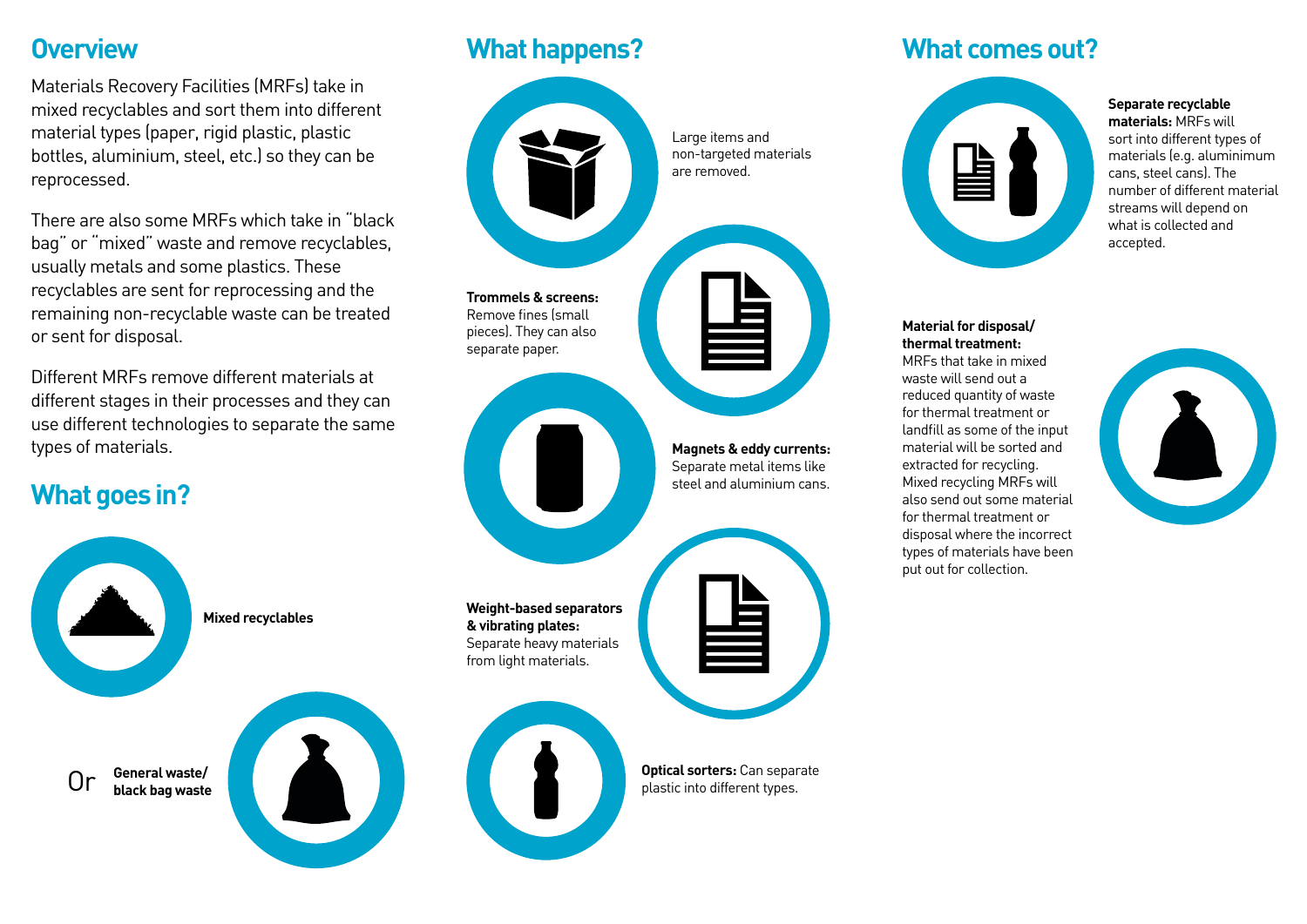## Overview

Materials Recovery Facilities (MRFs) take in mixed recyclables and sort them into different material types (paper, rigid plastic, plastic bottles, aluminium, steel, etc.) so they can be reprocessed.

There are also some MRFs which take in "black bag" or "mixed" waste and remove recyclables, usually metals and some plastics. These recyclables are sent for reprocessing and the remaining non-recyclable waste can be treated or sent for disposal.

Different MRFs remove different materials at different stages in their processes and they can use different technologies to separate the same types of materials.

## What goes in?

**Mixed recyclables**

Or **General waste/ black bag waste**

## What happens?

Large items and non-targeted materials are removed.

**Trommels & screens:** Remove fines (small pieces). They can also separate paper.

**Magnets & eddy currents:** Separate metal items like steel and aluminium cans.

**Weight-based separators & vibrating plates:** Separate heavy materials from light materials.

**Optical sorters:** Can separate plastic into different types.

## What comes out?

**Separate recyclable materials:** MRFs will sort into different types of materials (e.g. aluminimum cans, steel cans). The number of different material streams will depend on what is collected and accepted.

**Material for disposal/ thermal treatment:** MRFs that take in mixed waste will send out a reduced quantity of waste for thermal treatment or landfill as some of the input material will be sorted and extracted for recycling. Mixed recycling MRFs will also send out some material for thermal treatment or disposal where the incorrect types of materials have been put out for collection.